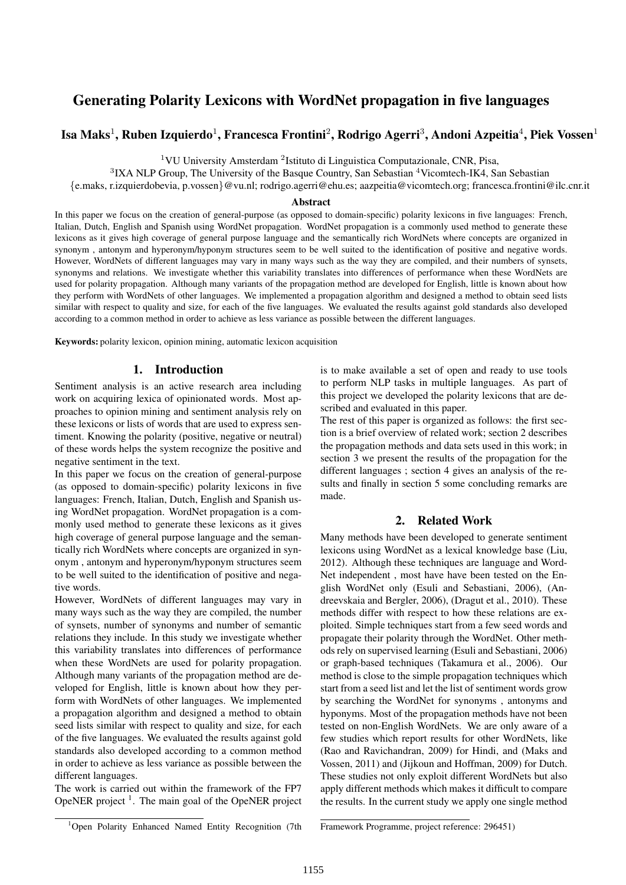# Generating Polarity Lexicons with WordNet propagation in five languages

**Isa Maks[1], Ruben Izquierdo[1], Francesca Frontini[2], Rodrigo Agerri[3], Andoni Azpeitia[4], Piek Vossen[1]**

[1]VU University Amsterdam [2]Istituto di Linguistica Computazionale, CNR, Pisa,
[3]IXA NLP Group, The University of the Basque Country, San Sebastian [4]Vicomtech-IK4, San Sebastian
{e.maks, r.izquierdobevia, p.vossen}@vu.nl; rodrigo.agerri@ehu.es; aazpeitia@vicomtech.org; francesca.frontini@ilc.cnr.it

## Abstract

In this paper we focus on the creation of general-purpose (as opposed to domain-specific) polarity lexicons in five languages: French, Italian, Dutch, English and Spanish using WordNet propagation. WordNet propagation is a commonly used method to generate these lexicons as it gives high coverage of general purpose language and the semantically rich WordNets where concepts are organized in synonym , antonym and hyperonym/hyponym structures seem to be well suited to the identification of positive and negative words. However, WordNets of different languages may vary in many ways such as the way they are compiled, and their numbers of synsets, synonyms and relations. We investigate whether this variability translates into differences of performance when these WordNets are used for polarity propagation. Although many variants of the propagation method are developed for English, little is known about how they perform with WordNets of other languages. We implemented a propagation algorithm and designed a method to obtain seed lists similar with respect to quality and size, for each of the five languages. We evaluated the results against gold standards also developed according to a common method in order to achieve as less variance as possible between the different languages.

**Keywords:** polarity lexicon, opinion mining, automatic lexicon acquisition

## 1. Introduction

Sentiment analysis is an active research area including work on acquiring lexica of opinionated words. Most approaches to opinion mining and sentiment analysis rely on these lexicons or lists of words that are used to express sentiment. Knowing the polarity (positive, negative or neutral) of these words helps the system recognize the positive and negative sentiment in the text.

In this paper we focus on the creation of general-purpose (as opposed to domain-specific) polarity lexicons in five languages: French, Italian, Dutch, English and Spanish using WordNet propagation. WordNet propagation is a commonly used method to generate these lexicons as it gives high coverage of general purpose language and the semantically rich WordNets where concepts are organized in synonym , antonym and hyperonym/hyponym structures seem to be well suited to the identification of positive and negative words.

However, WordNets of different languages may vary in many ways such as the way they are compiled, the number of synsets, number of synonyms and number of semantic relations they include. In this study we investigate whether this variability translates into differences of performance when these WordNets are used for polarity propagation. Although many variants of the propagation method are developed for English, little is known about how they perform with WordNets of other languages. We implemented a propagation algorithm and designed a method to obtain seed lists similar with respect to quality and size, for each of the five languages. We evaluated the results against gold standards also developed according to a common method in order to achieve as less variance as possible between the different languages.

The work is carried out within the framework of the FP7 OpeNER project [1]. The main goal of the OpeNER project is to make available a set of open and ready to use tools to perform NLP tasks in multiple languages. As part of this project we developed the polarity lexicons that are described and evaluated in this paper.

The rest of this paper is organized as follows: the first section is a brief overview of related work; section 2 describes the propagation methods and data sets used in this work; in section 3 we present the results of the propagation for the different languages ; section 4 gives an analysis of the results and finally in section 5 some concluding remarks are made.

## 2. Related Work

Many methods have been developed to generate sentiment lexicons using WordNet as a lexical knowledge base (Liu, 2012). Although these techniques are language and WordNet independent , most have have been tested on the English WordNet only (Esuli and Sebastiani, 2006), (Andreevskaia and Bergler, 2006), (Dragut et al., 2010). These methods differ with respect to how these relations are exploited. Simple techniques start from a few seed words and propagate their polarity through the WordNet. Other methods rely on supervised learning (Esuli and Sebastiani, 2006) or graph-based techniques (Takamura et al., 2006). Our method is close to the simple propagation techniques which start from a seed list and let the list of sentiment words grow by searching the WordNet for synonyms , antonyms and hyponyms. Most of the propagation methods have not been tested on non-English WordNets. We are only aware of a few studies which report results for other WordNets, like (Rao and Ravichandran, 2009) for Hindi, and (Maks and Vossen, 2011) and (Jijkoun and Hoffman, 2009) for Dutch. These studies not only exploit different WordNets but also apply different methods which makes it difficult to compare the results. In the current study we apply one single method

[1]Open Polarity Enhanced Named Entity Recognition (7th Framework Programme, project reference: 296451)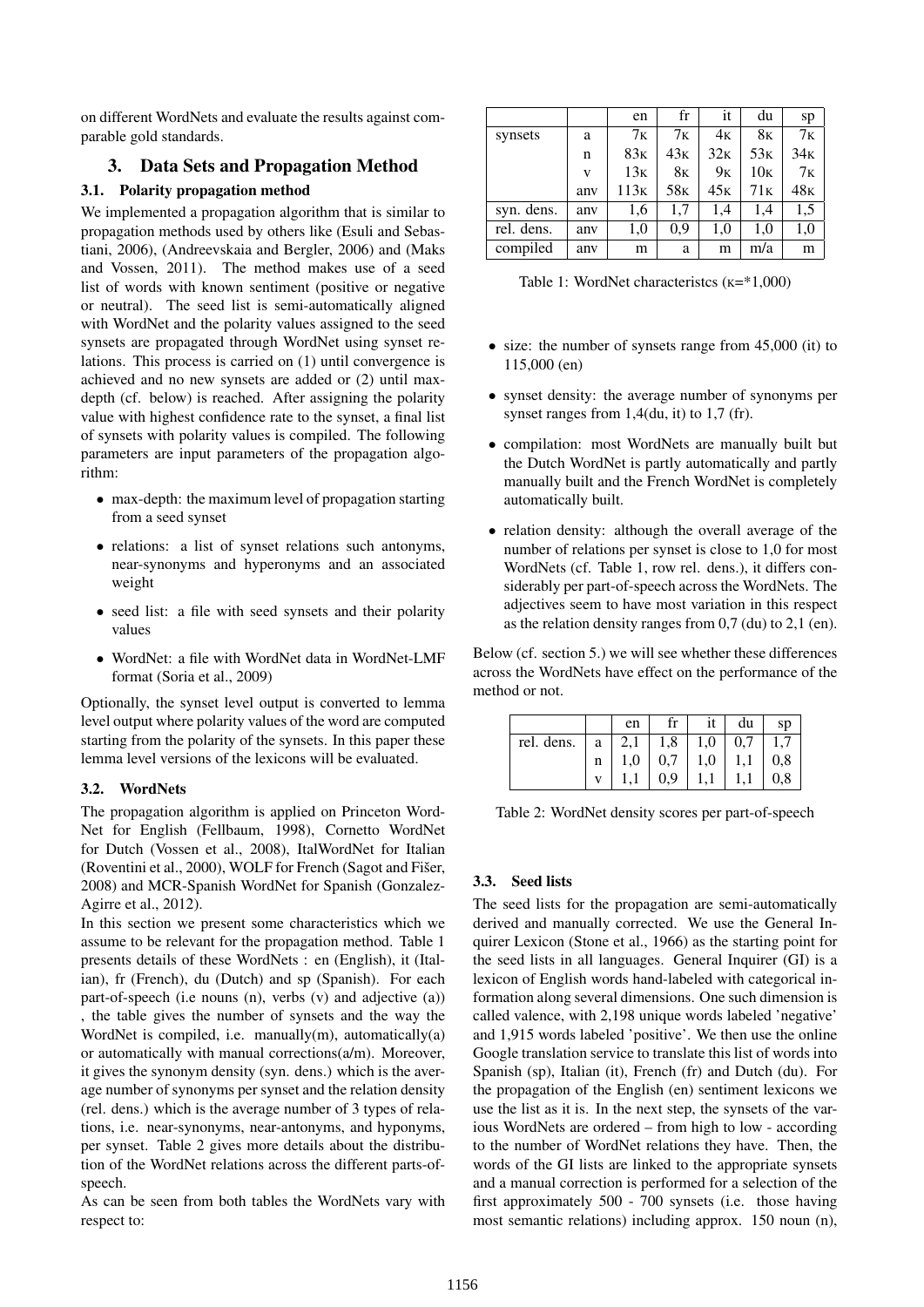on different WordNets and evaluate the results against comparable gold standards.

## 3. Data Sets and Propagation Method

### 3.1. Polarity propagation method

We implemented a propagation algorithm that is similar to propagation methods used by others like (Esuli and Sebastiani, 2006), (Andreevskaia and Bergler, 2006) and (Maks and Vossen, 2011). The method makes use of a seed list of words with known sentiment (positive or negative or neutral). The seed list is semi-automatically aligned with WordNet and the polarity values assigned to the seed synsets are propagated through WordNet using synset relations. This process is carried on (1) until convergence is achieved and no new synsets are added or (2) until max-depth (cf. below) is reached. After assigning the polarity value with highest confidence rate to the synset, a final list of synsets with polarity values is compiled. The following parameters are input parameters of the propagation algorithm:

- max-depth: the maximum level of propagation starting from a seed synset
- relations: a list of synset relations such antonyms, near-synonyms and hyperonyms and an associated weight
- seed list: a file with seed synsets and their polarity values
- WordNet: a file with WordNet data in WordNet-LMF format (Soria et al., 2009)

Optionally, the synset level output is converted to lemma level output where polarity values of the word are computed starting from the polarity of the synsets. In this paper these lemma level versions of the lexicons will be evaluated.

### 3.2. WordNets

The propagation algorithm is applied on Princeton WordNet for English (Fellbaum, 1998), Cornetto WordNet for Dutch (Vossen et al., 2008), ItalWordNet for Italian (Roventini et al., 2000), WOLF for French (Sagot and Fišer, 2008) and MCR-Spanish WordNet for Spanish (Gonzalez-Agirre et al., 2012).

In this section we present some characteristics which we assume to be relevant for the propagation method. Table 1 presents details of these WordNets : en (English), it (Italian), fr (French), du (Dutch) and sp (Spanish). For each part-of-speech (i.e nouns (n), verbs (v) and adjective (a)) , the table gives the number of synsets and the way the WordNet is compiled, i.e. manually(m), automatically(a) or automatically with manual corrections(a/m). Moreover, it gives the synonym density (syn. dens.) which is the average number of synonyms per synset and the relation density (rel. dens.) which is the average number of 3 types of relations, i.e. near-synonyms, near-antonyms, and hyponyms, per synset. Table 2 gives more details about the distribution of the WordNet relations across the different parts-of-speech.

As can be seen from both tables the WordNets vary with respect to:

| | | en | fr | it | du | sp |
|---|---|---|---|---|---|---|
| synsets | a | 7K | 7K | 4K | 8K | 7K |
| | n | 83K | 43K | 32K | 53K | 34K |
| | v | 13K | 8K | 9K | 10K | 7K |
| | anv | 113K | 58K | 45K | 71K | 48K |
| syn. dens. | anv | 1,6 | 1,7 | 1,4 | 1,4 | 1,5 |
| rel. dens. | anv | 1,0 | 0,9 | 1,0 | 1,0 | 1,0 |
| compiled | anv | m | a | m | m/a | m |

Table 1: WordNet characteristcs (K=*1,000)

- size: the number of synsets range from 45,000 (it) to 115,000 (en)
- synset density: the average number of synonyms per synset ranges from 1,4(du, it) to 1,7 (fr).
- compilation: most WordNets are manually built but the Dutch WordNet is partly automatically and partly manually built and the French WordNet is completely automatically built.
- relation density: although the overall average of the number of relations per synset is close to 1,0 for most WordNets (cf. Table 1, row rel. dens.), it differs considerably per part-of-speech across the WordNets. The adjectives seem to have most variation in this respect as the relation density ranges from 0,7 (du) to 2,1 (en).

Below (cf. section 5.) we will see whether these differences across the WordNets have effect on the performance of the method or not.

| | | en | fr | it | du | sp |
|---|---|---|---|---|---|---|
| rel. dens. | a | 2,1 | 1,8 | 1,0 | 0,7 | 1,7 |
| | n | 1,0 | 0,7 | 1,0 | 1,1 | 0,8 |
| | v | 1,1 | 0,9 | 1,1 | 1,1 | 0,8 |

Table 2: WordNet density scores per part-of-speech

### 3.3. Seed lists

The seed lists for the propagation are semi-automatically derived and manually corrected. We use the General Inquirer Lexicon (Stone et al., 1966) as the starting point for the seed lists in all languages. General Inquirer (GI) is a lexicon of English words hand-labeled with categorical information along several dimensions. One such dimension is called valence, with 2,198 unique words labeled 'negative' and 1,915 words labeled 'positive'. We then use the online Google translation service to translate this list of words into Spanish (sp), Italian (it), French (fr) and Dutch (du). For the propagation of the English (en) sentiment lexicons we use the list as it is. In the next step, the synsets of the various WordNets are ordered – from high to low - according to the number of WordNet relations they have. Then, the words of the GI lists are linked to the appropriate synsets and a manual correction is performed for a selection of the first approximately 500 - 700 synsets (i.e. those having most semantic relations) including approx. 150 noun (n),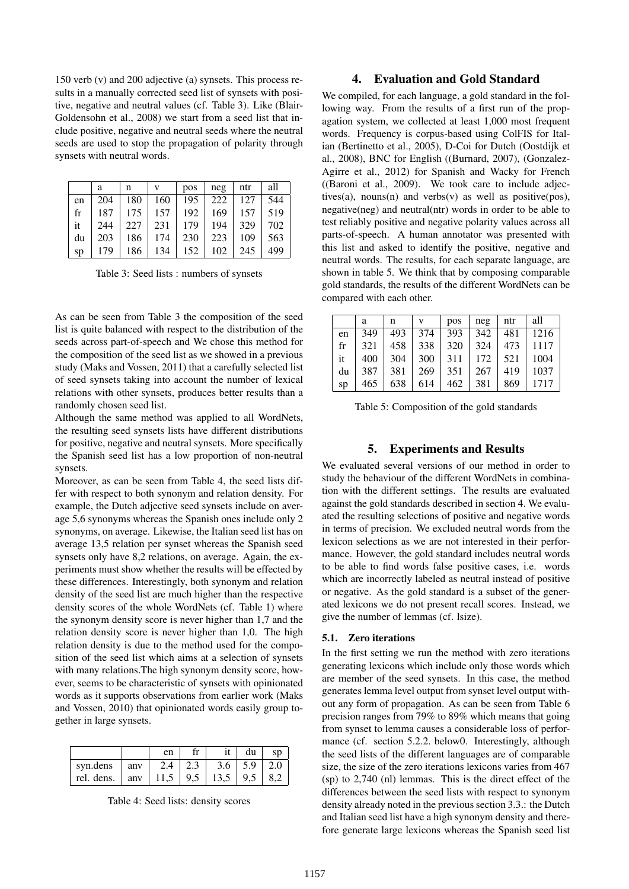150 verb (v) and 200 adjective (a) synsets. This process results in a manually corrected seed list of synsets with positive, negative and neutral values (cf. Table 3). Like (Blair-Goldensohn et al., 2008) we start from a seed list that include positive, negative and neutral seeds where the neutral seeds are used to stop the propagation of polarity through synsets with neutral words.

| | a | n | v | pos | neg | ntr | all |
|---|---|---|---|---|---|---|---|
| en | 204 | 180 | 160 | 195 | 222 | 127 | 544 |
| fr | 187 | 175 | 157 | 192 | 169 | 157 | 519 |
| it | 244 | 227 | 231 | 179 | 194 | 329 | 702 |
| du | 203 | 186 | 174 | 230 | 223 | 109 | 563 |
| sp | 179 | 186 | 134 | 152 | 102 | 245 | 499 |

Table 3: Seed lists : numbers of synsets

As can be seen from Table 3 the composition of the seed list is quite balanced with respect to the distribution of the seeds across part-of-speech and We chose this method for the composition of the seed list as we showed in a previous study (Maks and Vossen, 2011) that a carefully selected list of seed synsets taking into account the number of lexical relations with other synsets, produces better results than a randomly chosen seed list.

Although the same method was applied to all WordNets, the resulting seed synsets lists have different distributions for positive, negative and neutral synsets. More specifically the Spanish seed list has a low proportion of non-neutral synsets.

Moreover, as can be seen from Table 4, the seed lists differ with respect to both synonym and relation density. For example, the Dutch adjective seed synsets include on average 5,6 synonyms whereas the Spanish ones include only 2 synonyms, on average. Likewise, the Italian seed list has on average 13,5 relation per synset whereas the Spanish seed synsets only have 8,2 relations, on average. Again, the experiments must show whether the results will be effected by these differences. Interestingly, both synonym and relation density of the seed list are much higher than the respective density scores of the whole WordNets (cf. Table 1) where the synonym density score is never higher than 1,7 and the relation density score is never higher than 1,0. The high relation density is due to the method used for the composition of the seed list which aims at a selection of synsets with many relations.The high synonym density score, however, seems to be characteristic of synsets with opinionated words as it supports observations from earlier work (Maks and Vossen, 2010) that opinionated words easily group together in large synsets.

| | | en | fr | it | du | sp |
|---|---|---|---|---|---|---|
| syn.dens | anv | 2.4 | 2.3 | 3.6 | 5.9 | 2.0 |
| rel. dens. | anv | 11,5 | 9,5 | 13,5 | 9,5 | 8,2 |

Table 4: Seed lists: density scores

## 4. Evaluation and Gold Standard

We compiled, for each language, a gold standard in the following way. From the results of a first run of the propagation system, we collected at least 1,000 most frequent words. Frequency is corpus-based using ColFIS for Italian (Bertinetto et al., 2005), D-Coi for Dutch (Oostdijk et al., 2008), BNC for English ((Burnard, 2007), (Gonzalez-Agirre et al., 2012) for Spanish and Wacky for French ((Baroni et al., 2009). We took care to include adjectives(a), nouns(n) and verbs(v) as well as positive(pos), negative(neg) and neutral(ntr) words in order to be able to test reliably positive and negative polarity values across all parts-of-speech. A human annotator was presented with this list and asked to identify the positive, negative and neutral words. The results, for each separate language, are shown in table 5. We think that by composing comparable gold standards, the results of the different WordNets can be compared with each other.

| | a | n | v | pos | neg | ntr | all |
|---|---|---|---|---|---|---|---|
| en | 349 | 493 | 374 | 393 | 342 | 481 | 1216 |
| fr | 321 | 458 | 338 | 320 | 324 | 473 | 1117 |
| it | 400 | 304 | 300 | 311 | 172 | 521 | 1004 |
| du | 387 | 381 | 269 | 351 | 267 | 419 | 1037 |
| sp | 465 | 638 | 614 | 462 | 381 | 869 | 1717 |

Table 5: Composition of the gold standards

## 5. Experiments and Results

We evaluated several versions of our method in order to study the behaviour of the different WordNets in combination with the different settings. The results are evaluated against the gold standards described in section 4. We evaluated the resulting selections of positive and negative words in terms of precision. We excluded neutral words from the lexicon selections as we are not interested in their performance. However, the gold standard includes neutral words to be able to find words false positive cases, i.e. words which are incorrectly labeled as neutral instead of positive or negative. As the gold standard is a subset of the generated lexicons we do not present recall scores. Instead, we give the number of lemmas (cf. lsize).

### 5.1. Zero iterations

In the first setting we run the method with zero iterations generating lexicons which include only those words which are member of the seed synsets. In this case, the method generates lemma level output from synset level output without any form of propagation. As can be seen from Table 6 precision ranges from 79% to 89% which means that going from synset to lemma causes a considerable loss of performance (cf. section 5.2.2. below0. Interestingly, although the seed lists of the different languages are of comparable size, the size of the zero iterations lexicons varies from 467 (sp) to 2,740 (nl) lemmas. This is the direct effect of the differences between the seed lists with respect to synonym density already noted in the previous section 3.3.: the Dutch and Italian seed list have a high synonym density and therefore generate large lexicons whereas the Spanish seed list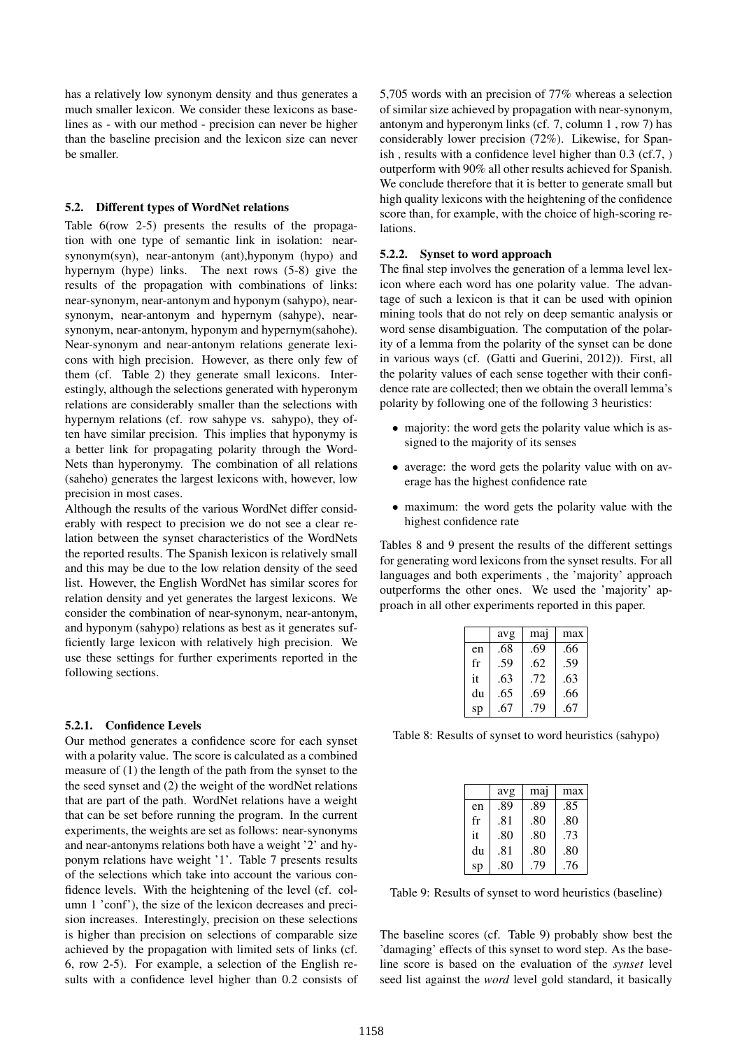has a relatively low synonym density and thus generates a much smaller lexicon. We consider these lexicons as baselines as - with our method - precision can never be higher than the baseline precision and the lexicon size can never be smaller.

### 5.2. Different types of WordNet relations

Table 6(row 2-5) presents the results of the propagation with one type of semantic link in isolation: near-synonym(syn), near-antonym (ant),hyponym (hypo) and hypernym (hype) links. The next rows (5-8) give the results of the propagation with combinations of links: near-synonym, near-antonym and hyponym (sahypo), near-synonym, near-antonym and hypernym (sahype), near-synonym, near-antonym, hyponym and hypernym(sahohe). Near-synonym and near-antonym relations generate lexicons with high precision. However, as there only few of them (cf. Table 2) they generate small lexicons. Interestingly, although the selections generated with hyperonym relations are considerably smaller than the selections with hypernym relations (cf. row sahype vs. sahypo), they often have similar precision. This implies that hyponymy is a better link for propagating polarity through the WordNets than hyperonymy. The combination of all relations (saheho) generates the largest lexicons with, however, low precision in most cases.

Although the results of the various WordNet differ considerably with respect to precision we do not see a clear relation between the synset characteristics of the WordNets the reported results. The Spanish lexicon is relatively small and this may be due to the low relation density of the seed list. However, the English WordNet has similar scores for relation density and yet generates the largest lexicons. We consider the combination of near-synonym, near-antonym, and hyponym (sahypo) relations as best as it generates sufficiently large lexicon with relatively high precision. We use these settings for further experiments reported in the following sections.

#### 5.2.1. Confidence Levels

Our method generates a confidence score for each synset with a polarity value. The score is calculated as a combined measure of (1) the length of the path from the synset to the the seed synset and (2) the weight of the wordNet relations that are part of the path. WordNet relations have a weight that can be set before running the program. In the current experiments, the weights are set as follows: near-synonyms and near-antonyms relations both have a weight '2' and hyponym relations have weight '1'. Table 7 presents results of the selections which take into account the various confidence levels. With the heightening of the level (cf. column 1 'conf'), the size of the lexicon decreases and precision increases. Interestingly, precision on these selections is higher than precision on selections of comparable size achieved by the propagation with limited sets of links (cf. 6, row 2-5). For example, a selection of the English results with a confidence level higher than 0.2 consists of 5,705 words with an precision of 77% whereas a selection of similar size achieved by propagation with near-synonym, antonym and hyperonym links (cf. 7, column 1 , row 7) has considerably lower precision (72%). Likewise, for Spanish , results with a confidence level higher than 0.3 (cf.7, ) outperform with 90% all other results achieved for Spanish. We conclude therefore that it is better to generate small but high quality lexicons with the heightening of the confidence score than, for example, with the choice of high-scoring relations.

#### 5.2.2. Synset to word approach

The final step involves the generation of a lemma level lexicon where each word has one polarity value. The advantage of such a lexicon is that it can be used with opinion mining tools that do not rely on deep semantic analysis or word sense disambiguation. The computation of the polarity of a lemma from the polarity of the synset can be done in various ways (cf. (Gatti and Guerini, 2012)). First, all the polarity values of each sense together with their confidence rate are collected; then we obtain the overall lemma's polarity by following one of the following 3 heuristics:

- majority: the word gets the polarity value which is assigned to the majority of its senses
- average: the word gets the polarity value with on average has the highest confidence rate
- maximum: the word gets the polarity value with the highest confidence rate

Tables 8 and 9 present the results of the different settings for generating word lexicons from the synset results. For all languages and both experiments , the 'majority' approach outperforms the other ones. We used the 'majority' approach in all other experiments reported in this paper.

| | avg | maj | max |
|---|---|---|---|
| en | .68 | .69 | .66 |
| fr | .59 | .62 | .59 |
| it | .63 | .72 | .63 |
| du | .65 | .69 | .66 |
| sp | .67 | .79 | .67 |

Table 8: Results of synset to word heuristics (sahypo)

| | avg | maj | max |
|---|---|---|---|
| en | .89 | .89 | .85 |
| fr | .81 | .80 | .80 |
| it | .80 | .80 | .73 |
| du | .81 | .80 | .80 |
| sp | .80 | .79 | .76 |

Table 9: Results of synset to word heuristics (baseline)

The baseline scores (cf. Table 9) probably show best the 'damaging' effects of this synset to word step. As the baseline score is based on the evaluation of the *synset* level seed list against the *word* level gold standard, it basically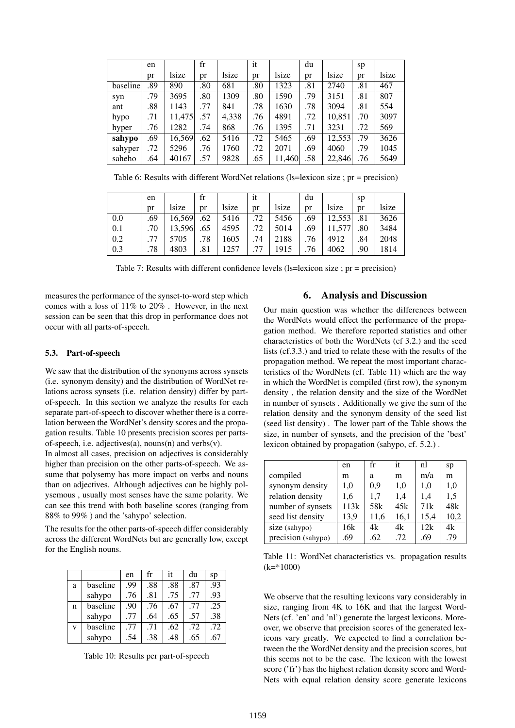|  | en |  | fr |  | it |  | du |  | sp |  |
|---|---|---|---|---|---|---|---|---|---|---|
|  | pr | lsize | pr | lsize | pr | lsize | pr | lsize | pr | lsize |
| baseline | .89 | 890 | .80 | 681 | .80 | 1323 | .81 | 2740 | .81 | 467 |
| syn | .79 | 3695 | .80 | 1309 | .80 | 1590 | .79 | 3151 | .81 | 807 |
| ant | .88 | 1143 | .77 | 841 | .78 | 1630 | .78 | 3094 | .81 | 554 |
| hypo | .71 | 11,475 | .57 | 4,338 | .76 | 4891 | .72 | 10,851 | .70 | 3097 |
| hyper | .76 | 1282 | .74 | 868 | .76 | 1395 | .71 | 3231 | .72 | 569 |
| **sahypo** | .69 | 16,569 | .62 | 5416 | .72 | 5465 | .69 | 12,553 | .79 | 3626 |
| sahyper | .72 | 5296 | .76 | 1760 | .72 | 2071 | .69 | 4060 | .79 | 1045 |
| saheho | .64 | 40167 | .57 | 9828 | .65 | 11,460 | .58 | 22,846 | .76 | 5649 |

Table 6: Results with different WordNet relations (ls=lexicon size ; pr = precision)

|  | en |  | fr |  | it |  | du |  | sp |  |
|---|---|---|---|---|---|---|---|---|---|---|
|  | pr | lsize | pr | lsize | pr | lsize | pr | lsize | pr | lsize |
| 0.0 | .69 | 16,569 | .62 | 5416 | .72 | 5456 | .69 | 12,553 | .81 | 3626 |
| 0.1 | .70 | 13,596 | .65 | 4595 | .72 | 5014 | .69 | 11,577 | .80 | 3484 |
| 0.2 | .77 | 5705 | .78 | 1605 | .74 | 2188 | .76 | 4912 | .84 | 2048 |
| 0.3 | .78 | 4803 | .81 | 1257 | .77 | 1915 | .76 | 4062 | .90 | 1814 |

Table 7: Results with different confidence levels (ls=lexicon size ; pr = precision)

measures the performance of the synset-to-word step which comes with a loss of 11% to 20% . However, in the next session can be seen that this drop in performance does not occur with all parts-of-speech.

### 5.3. Part-of-speech

We saw that the distribution of the synonyms across synsets (i.e. synonym density) and the distribution of WordNet relations across synsets (i.e. relation density) differ by part-of-speech. In this section we analyze the results for each separate part-of-speech to discover whether there is a correlation between the WordNet's density scores and the propagation results. Table 10 presents precision scores per parts-of-speech, i.e. adjectives(a), nouns(n) and verbs(v).

In almost all cases, precision on adjectives is considerably higher than precision on the other parts-of-speech. We assume that polysemy has more impact on verbs and nouns than on adjectives. Although adjectives can be highly polysemous , usually most senses have the same polarity. We can see this trend with both baseline scores (ranging from 88% to 99% ) and the 'sahypo' selection.

The results for the other parts-of-speech differ considerably across the different WordNets but are generally low, except for the English nouns.

|  |  | en | fr | it | du | sp |
|---|---|---|---|---|---|---|
| a | baseline | .99 | .88 | .88 | .87 | .93 |
|  | sahypo | .76 | .81 | .75 | .77 | .93 |
| n | baseline | .90 | .76 | .67 | .77 | .25 |
|  | sahypo | .77 | .64 | .65 | .57 | .38 |
| v | baseline | .77 | .71 | .62 | .72 | .72 |
|  | sahypo | .54 | .38 | .48 | .65 | .67 |

Table 10: Results per part-of-speech

## 6. Analysis and Discussion

Our main question was whether the differences between the WordNets would effect the performance of the propagation method. We therefore reported statistics and other characteristics of both the WordNets (cf 3.2.) and the seed lists (cf.3.3.) and tried to relate these with the results of the propagation method. We repeat the most important characteristics of the WordNets (cf. Table 11) which are the way in which the WordNet is compiled (first row), the synonym density , the relation density and the size of the WordNet in number of synsets . Additionally we give the sum of the relation density and the synonym density of the seed list (seed list density) . The lower part of the Table shows the size, in number of synsets, and the precision of the 'best' lexicon obtained by propagation (sahypo, cf. 5.2.) .

|  | en | fr | it | nl | sp |
|---|---|---|---|---|---|
| compiled | m | a | m | m/a | m |
| synonym density | 1,0 | 0,9 | 1,0 | 1,0 | 1,0 |
| relation density | 1,6 | 1,7 | 1,4 | 1,4 | 1,5 |
| number of synsets | 113k | 58k | 45k | 71k | 48k |
| seed list density | 13,9 | 11,6 | 16,1 | 15,4 | 10,2 |
| size (sahypo) | 16k | 4k | 4k | 12k | 4k |
| precision (sahypo) | .69 | .62 | .72 | .69 | .79 |

Table 11: WordNet characteristics vs. propagation results (k=*1000)

We observe that the resulting lexicons vary considerably in size, ranging from 4K to 16K and that the largest WordNets (cf. 'en' and 'nl') generate the largest lexicons. Moreover, we observe that precision scores of the generated lexicons vary greatly. We expected to find a correlation between the the WordNet density and the precision scores, but this seems not to be the case. The lexicon with the lowest score ('fr') has the highest relation density score and WordNets with equal relation density score generate lexicons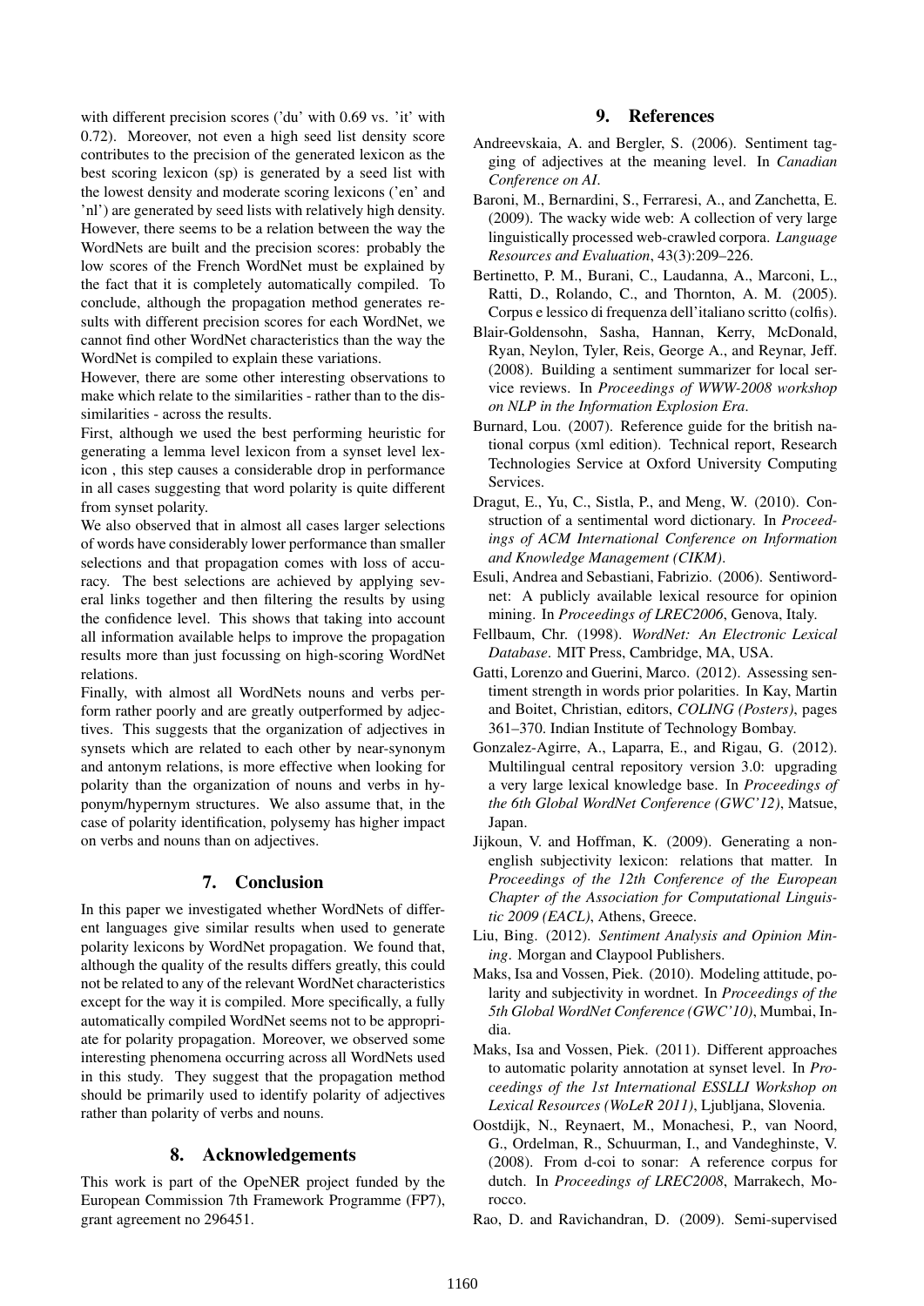with different precision scores ('du' with 0.69 vs. 'it' with 0.72). Moreover, not even a high seed list density score contributes to the precision of the generated lexicon as the best scoring lexicon (sp) is generated by a seed list with the lowest density and moderate scoring lexicons ('en' and 'nl') are generated by seed lists with relatively high density. However, there seems to be a relation between the way the WordNets are built and the precision scores: probably the low scores of the French WordNet must be explained by the fact that it is completely automatically compiled. To conclude, although the propagation method generates results with different precision scores for each WordNet, we cannot find other WordNet characteristics than the way the WordNet is compiled to explain these variations.

However, there are some other interesting observations to make which relate to the similarities - rather than to the dissimilarities - across the results.

First, although we used the best performing heuristic for generating a lemma level lexicon from a synset level lexicon , this step causes a considerable drop in performance in all cases suggesting that word polarity is quite different from synset polarity.

We also observed that in almost all cases larger selections of words have considerably lower performance than smaller selections and that propagation comes with loss of accuracy. The best selections are achieved by applying several links together and then filtering the results by using the confidence level. This shows that taking into account all information available helps to improve the propagation results more than just focussing on high-scoring WordNet relations.

Finally, with almost all WordNets nouns and verbs perform rather poorly and are greatly outperformed by adjectives. This suggests that the organization of adjectives in synsets which are related to each other by near-synonym and antonym relations, is more effective when looking for polarity than the organization of nouns and verbs in hyponym/hypernym structures. We also assume that, in the case of polarity identification, polysemy has higher impact on verbs and nouns than on adjectives.

## 7. Conclusion

In this paper we investigated whether WordNets of different languages give similar results when used to generate polarity lexicons by WordNet propagation. We found that, although the quality of the results differs greatly, this could not be related to any of the relevant WordNet characteristics except for the way it is compiled. More specifically, a fully automatically compiled WordNet seems not to be appropriate for polarity propagation. Moreover, we observed some interesting phenomena occurring across all WordNets used in this study. They suggest that the propagation method should be primarily used to identify polarity of adjectives rather than polarity of verbs and nouns.

## 8. Acknowledgements

This work is part of the OpeNER project funded by the European Commission 7th Framework Programme (FP7), grant agreement no 296451.

## 9. References

Andreevskaia, A. and Bergler, S. (2006). Sentiment tagging of adjectives at the meaning level. In *Canadian Conference on AI*.

Baroni, M., Bernardini, S., Ferraresi, A., and Zanchetta, E. (2009). The wacky wide web: A collection of very large linguistically processed web-crawled corpora. *Language Resources and Evaluation*, 43(3):209–226.

Bertinetto, P. M., Burani, C., Laudanna, A., Marconi, L., Ratti, D., Rolando, C., and Thornton, A. M. (2005). Corpus e lessico di frequenza dell'italiano scritto (colfis).

Blair-Goldensohn, Sasha, Hannan, Kerry, McDonald, Ryan, Neylon, Tyler, Reis, George A., and Reynar, Jeff. (2008). Building a sentiment summarizer for local service reviews. In *Proceedings of WWW-2008 workshop on NLP in the Information Explosion Era*.

Burnard, Lou. (2007). Reference guide for the british national corpus (xml edition). Technical report, Research Technologies Service at Oxford University Computing Services.

Dragut, E., Yu, C., Sistla, P., and Meng, W. (2010). Construction of a sentimental word dictionary. In *Proceedings of ACM International Conference on Information and Knowledge Management (CIKM)*.

Esuli, Andrea and Sebastiani, Fabrizio. (2006). Sentiwordnet: A publicly available lexical resource for opinion mining. In *Proceedings of LREC2006*, Genova, Italy.

Fellbaum, Chr. (1998). *WordNet: An Electronic Lexical Database*. MIT Press, Cambridge, MA, USA.

Gatti, Lorenzo and Guerini, Marco. (2012). Assessing sentiment strength in words prior polarities. In Kay, Martin and Boitet, Christian, editors, *COLING (Posters)*, pages 361–370. Indian Institute of Technology Bombay.

Gonzalez-Agirre, A., Laparra, E., and Rigau, G. (2012). Multilingual central repository version 3.0: upgrading a very large lexical knowledge base. In *Proceedings of the 6th Global WordNet Conference (GWC'12)*, Matsue, Japan.

Jijkoun, V. and Hoffman, K. (2009). Generating a non-english subjectivity lexicon: relations that matter. In *Proceedings of the 12th Conference of the European Chapter of the Association for Computational Linguistic 2009 (EACL)*, Athens, Greece.

Liu, Bing. (2012). *Sentiment Analysis and Opinion Mining*. Morgan and Claypool Publishers.

Maks, Isa and Vossen, Piek. (2010). Modeling attitude, polarity and subjectivity in wordnet. In *Proceedings of the 5th Global WordNet Conference (GWC'10)*, Mumbai, India.

Maks, Isa and Vossen, Piek. (2011). Different approaches to automatic polarity annotation at synset level. In *Proceedings of the 1st International ESSLLI Workshop on Lexical Resources (WoLeR 2011)*, Ljubljana, Slovenia.

Oostdijk, N., Reynaert, M., Monachesi, P., van Noord, G., Ordelman, R., Schuurman, I., and Vandeghinste, V. (2008). From d-coi to sonar: A reference corpus for dutch. In *Proceedings of LREC2008*, Marrakech, Morocco.

Rao, D. and Ravichandran, D. (2009). Semi-supervised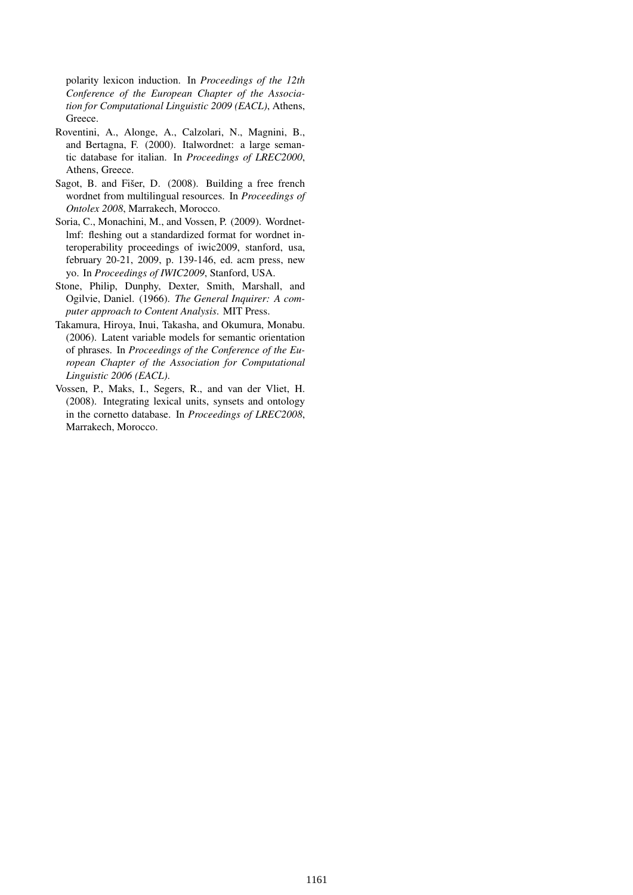polarity lexicon induction. In *Proceedings of the 12th Conference of the European Chapter of the Association for Computational Linguistic 2009 (EACL)*, Athens, Greece.

Roventini, A., Alonge, A., Calzolari, N., Magnini, B., and Bertagna, F. (2000). Italwordnet: a large semantic database for italian. In *Proceedings of LREC2000*, Athens, Greece.

Sagot, B. and Fišer, D. (2008). Building a free french wordnet from multilingual resources. In *Proceedings of Ontolex 2008*, Marrakech, Morocco.

Soria, C., Monachini, M., and Vossen, P. (2009). Wordnet-lmf: fleshing out a standardized format for wordnet interoperability proceedings of iwic2009, stanford, usa, february 20-21, 2009, p. 139-146, ed. acm press, new yo. In *Proceedings of IWIC2009*, Stanford, USA.

Stone, Philip, Dunphy, Dexter, Smith, Marshall, and Ogilvie, Daniel. (1966). *The General Inquirer: A computer approach to Content Analysis*. MIT Press.

Takamura, Hiroya, Inui, Takasha, and Okumura, Monabu. (2006). Latent variable models for semantic orientation of phrases. In *Proceedings of the Conference of the European Chapter of the Association for Computational Linguistic 2006 (EACL)*.

Vossen, P., Maks, I., Segers, R., and van der Vliet, H. (2008). Integrating lexical units, synsets and ontology in the cornetto database. In *Proceedings of LREC2008*, Marrakech, Morocco.